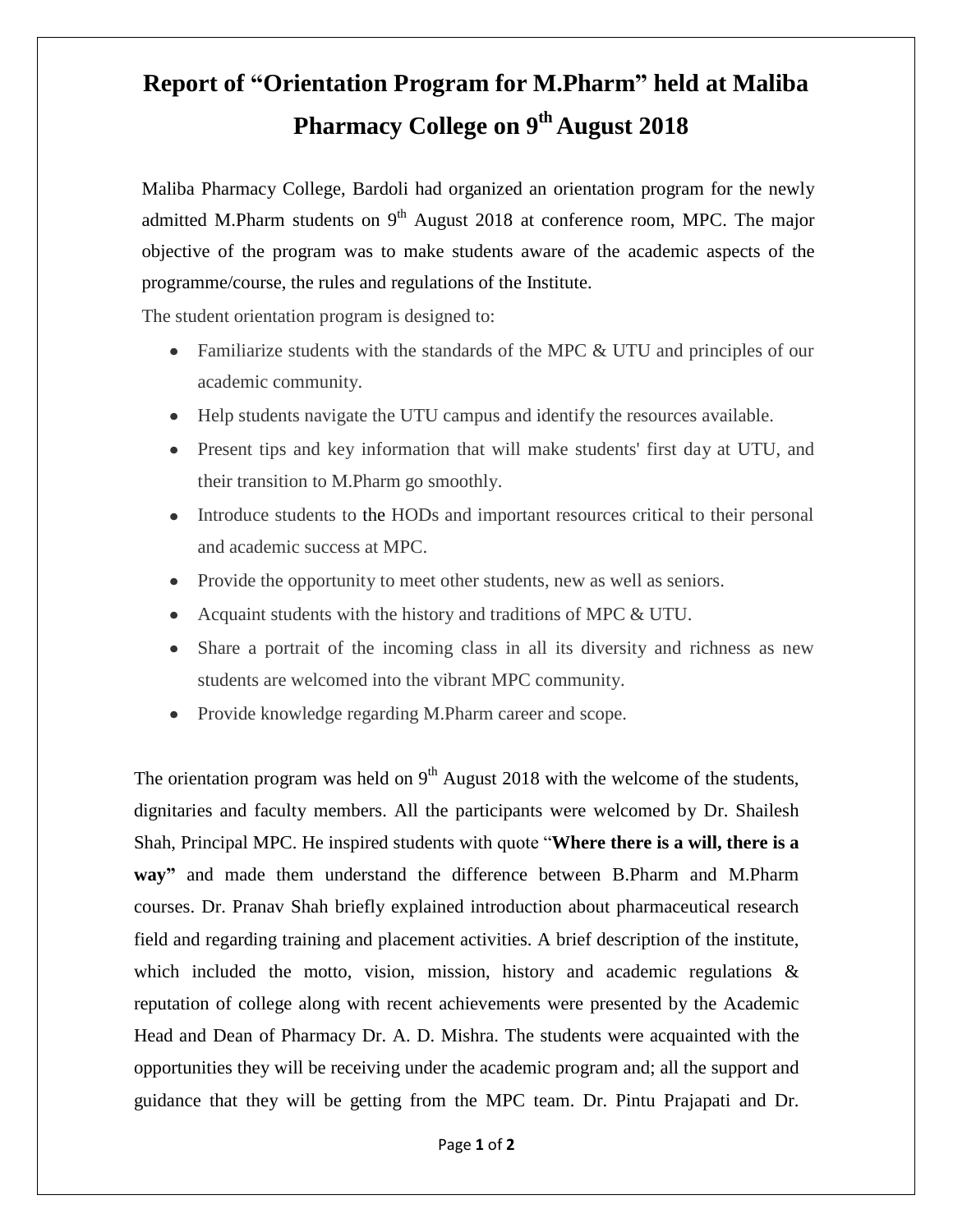# Report of "Orientation Program for M.Pharm" held at Maliba Pharmacy College on 9th August 2018

Maliba Pharmacy College, Bardoli had organized an orientation program for the newly admitted M.Pharm students on 9th August 2018 at conference room, MPC. The major objective of the program was to make students aware of the academic aspects of the programme/course, the rules and regulations of the Institute.

The student orientation program is designed to:

- Familiarize students with the standards of the MPC & UTU and principles of our academic community.
- Help students navigate the UTU campus and identify the resources available.
- Present tips and key information that will make students' first day at UTU, and their transition to M.Pharm go smoothly.
- Introduce students to the HODs and important resources critical to their personal and academic success at MPC.
- Provide the opportunity to meet other students, new as well as seniors.
- Acquaint students with the history and traditions of MPC & UTU.
- Share a portrait of the incoming class in all its diversity and richness as new students are welcomed into the vibrant MPC community.
- Provide knowledge regarding M.Pharm career and scope.

The orientation program was held on 9th August 2018 with the welcome of the students, dignitaries and faculty members. All the participants were welcomed by Dr. Shailesh Shah, Principal MPC. He inspired students with quote "**Where there is a will, there is a way"** and made them understand the difference between B.Pharm and M.Pharm courses. Dr. Pranav Shah briefly explained introduction about pharmaceutical research field and regarding training and placement activities. A brief description of the institute, which included the motto, vision, mission, history and academic regulations & reputation of college along with recent achievements were presented by the Academic Head and Dean of Pharmacy Dr. A. D. Mishra. The students were acquainted with the opportunities they will be receiving under the academic program and; all the support and guidance that they will be getting from the MPC team. Dr. Pintu Prajapati and Dr.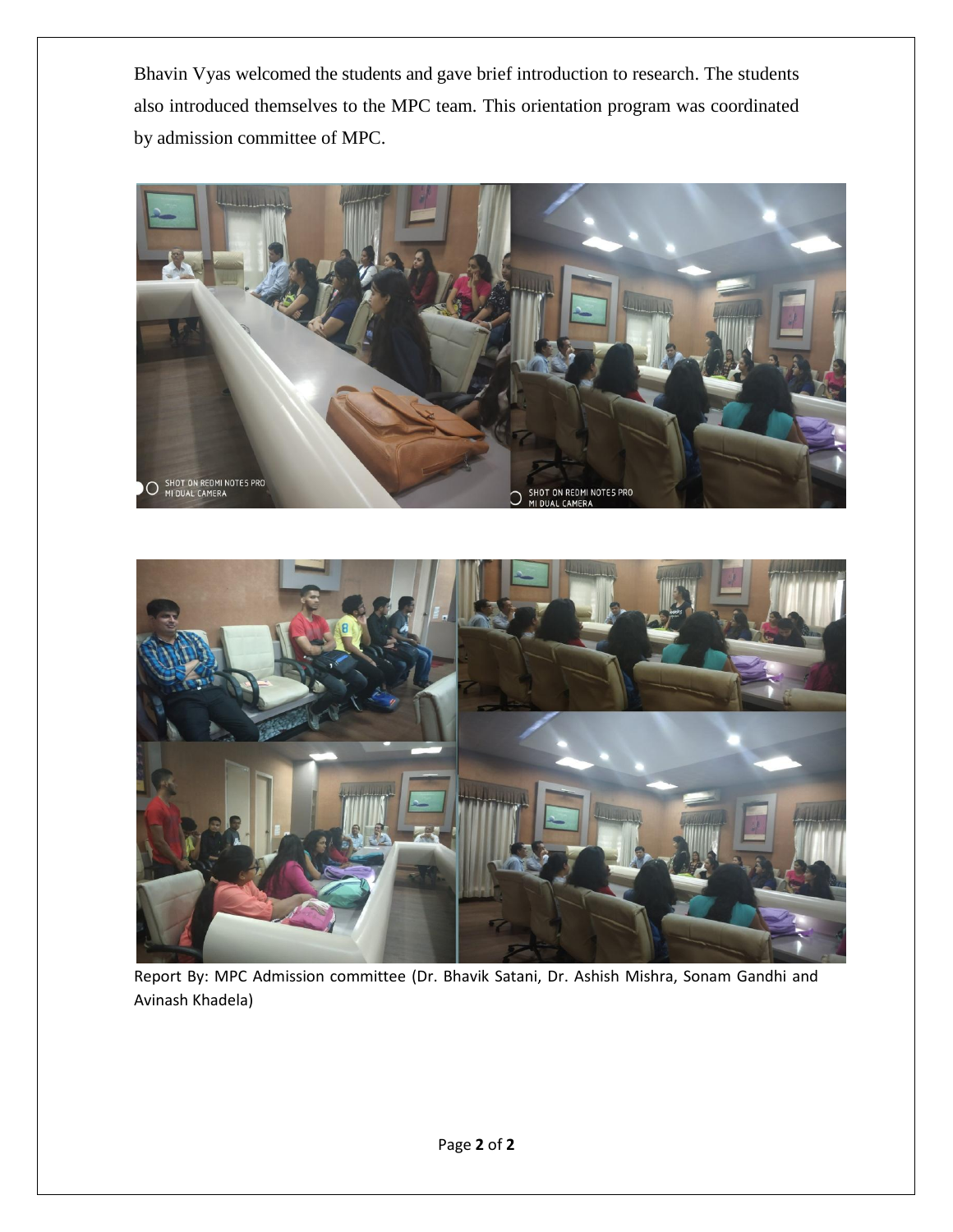Bhavin Vyas welcomed the students and gave brief introduction to research. The students also introduced themselves to the MPC team. This orientation program was coordinated by admission committee of MPC.

Report By: MPC Admission committee (Dr. Bhavik Satani, Dr. Ashish Mishra, Sonam Gandhi and Avinash Khadela)